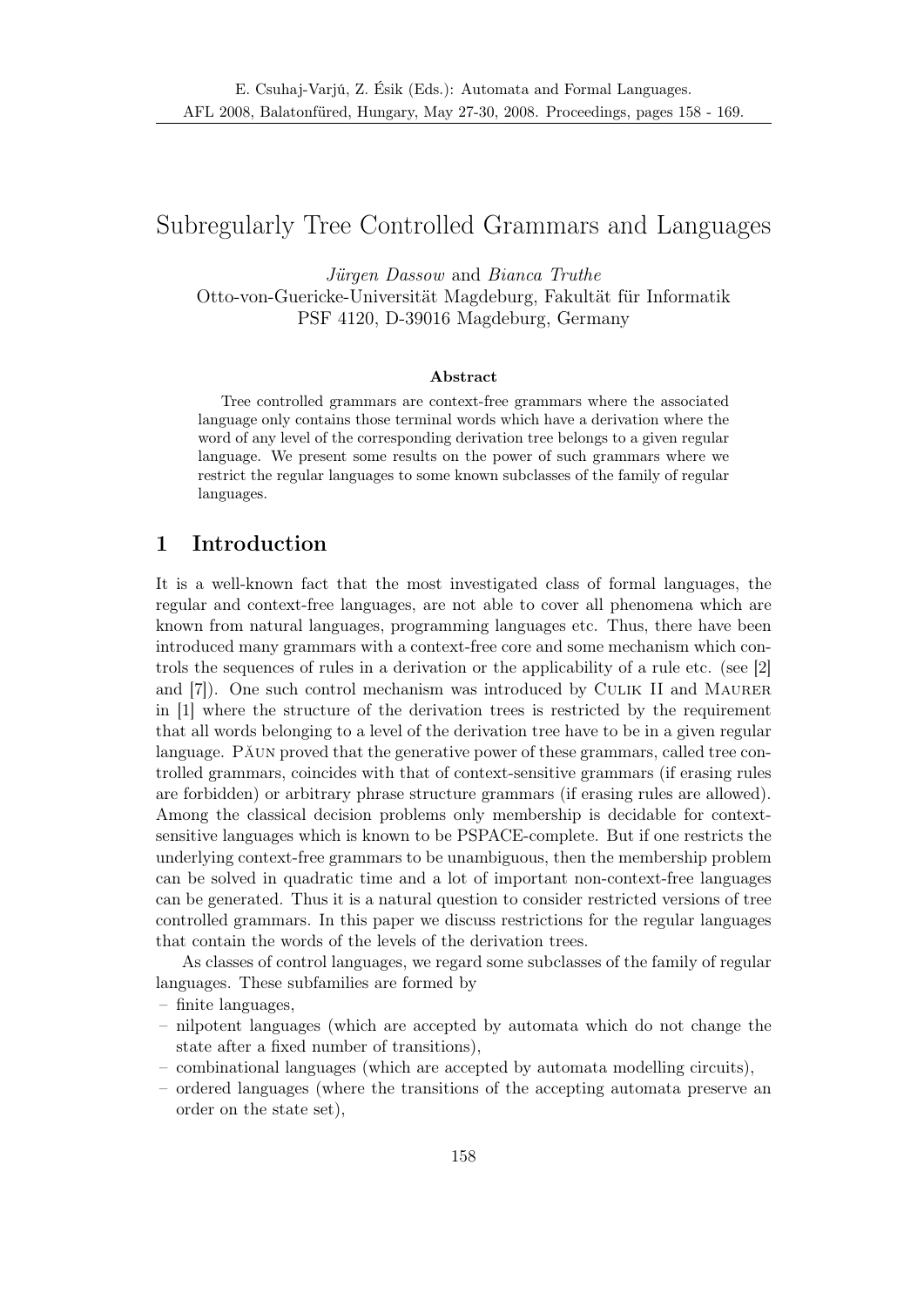# Subregularly Tree Controlled Grammars and Languages

*Jürgen Dassow* and *Bianca Truthe*
Otto-von-Guericke-Universität Magdeburg, Fakultät für Informatik
PSF 4120, D-39016 Magdeburg, Germany

**Abstract**

Tree controlled grammars are context-free grammars where the associated language only contains those terminal words which have a derivation where the word of any level of the corresponding derivation tree belongs to a given regular language. We present some results on the power of such grammars where we restrict the regular languages to some known subclasses of the family of regular languages.

## 1 Introduction

It is a well-known fact that the most investigated class of formal languages, the regular and context-free languages, are not able to cover all phenomena which are known from natural languages, programming languages etc. Thus, there have been introduced many grammars with a context-free core and some mechanism which controls the sequences of rules in a derivation or the applicability of a rule etc. (see [2] and [7]). One such control mechanism was introduced by Culik II and Maurer in [1] where the structure of the derivation trees is restricted by the requirement that all words belonging to a level of the derivation tree have to be in a given regular language. Păun proved that the generative power of these grammars, called tree controlled grammars, coincides with that of context-sensitive grammars (if erasing rules are forbidden) or arbitrary phrase structure grammars (if erasing rules are allowed). Among the classical decision problems only membership is decidable for context-sensitive languages which is known to be PSPACE-complete. But if one restricts the underlying context-free grammars to be unambiguous, then the membership problem can be solved in quadratic time and a lot of important non-context-free languages can be generated. Thus it is a natural question to consider restricted versions of tree controlled grammars. In this paper we discuss restrictions for the regular languages that contain the words of the levels of the derivation trees.

As classes of control languages, we regard some subclasses of the family of regular languages. These subfamilies are formed by

- finite languages,
- nilpotent languages (which are accepted by automata which do not change the state after a fixed number of transitions),
- combinational languages (which are accepted by automata modelling circuits),
- ordered languages (where the transitions of the accepting automata preserve an order on the state set),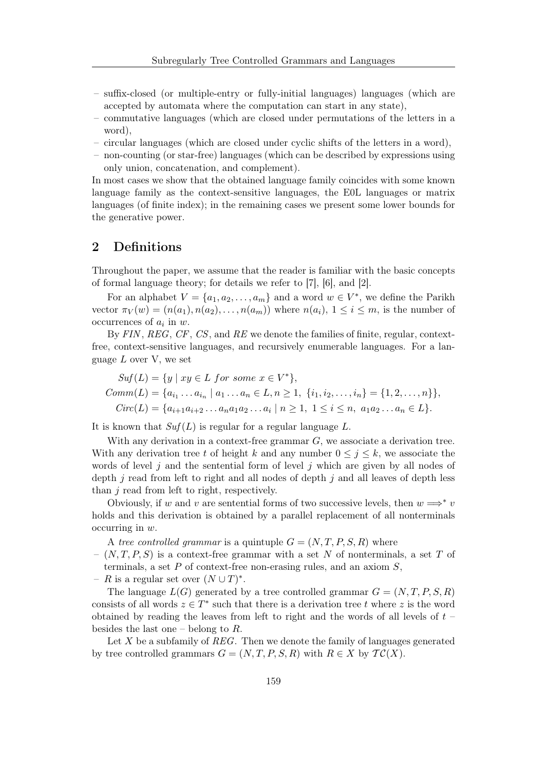- suffix-closed (or multiple-entry or fully-initial languages) languages (which are accepted by automata where the computation can start in any state),
- commutative languages (which are closed under permutations of the letters in a word),
- circular languages (which are closed under cyclic shifts of the letters in a word),
- non-counting (or star-free) languages (which can be described by expressions using only union, concatenation, and complement).

In most cases we show that the obtained language family coincides with some known language family as the context-sensitive languages, the E0L languages or matrix languages (of finite index); in the remaining cases we present some lower bounds for the generative power.

## 2 Definitions

Throughout the paper, we assume that the reader is familiar with the basic concepts of formal language theory; for details we refer to [7], [6], and [2].

For an alphabet $V = \{a_1, a_2, \ldots, a_m\}$ and a word $w \in V^*$, we define the Parikh vector $\pi_V(w) = (n(a_1), n(a_2), \ldots, n(a_m))$ where $n(a_i)$, $1 \leq i \leq m$, is the number of occurrences of $a_i$ in $w$.

By *FIN*, *REG*, *CF*, *CS*, and *RE* we denote the families of finite, regular, context-free, context-sensitive languages, and recursively enumerable languages. For a language $L$ over V, we set

$$
\begin{aligned}
Suf(L) &= \{y \mid xy \in L \text{ for some } x \in V^*\}, \\
Comm(L) &= \{a_{i_1} \ldots a_{i_n} \mid a_1 \ldots a_n \in L, n \geq 1, \ \{i_1, i_2, \ldots, i_n\} = \{1, 2, \ldots, n\}\}, \\
Circ(L) &= \{a_{i+1} a_{i+2} \ldots a_n a_1 a_2 \ldots a_i \mid n \geq 1, \ 1 \leq i \leq n, \ a_1 a_2 \ldots a_n \in L\}.
\end{aligned}
$$

It is known that $Suf(L)$ is regular for a regular language $L$.

With any derivation in a context-free grammar $G$, we associate a derivation tree. With any derivation tree $t$ of height $k$ and any number $0 \leq j \leq k$, we associate the words of level $j$ and the sentential form of level $j$ which are given by all nodes of depth $j$ read from left to right and all nodes of depth $j$ and all leaves of depth less than $j$ read from left to right, respectively.

Obviously, if $w$ and $v$ are sentential forms of two successive levels, then $w \Longrightarrow^* v$ holds and this derivation is obtained by a parallel replacement of all nonterminals occurring in $w$.

A *tree controlled grammar* is a quintuple $G = (N, T, P, S, R)$ where

- $(N, T, P, S)$ is a context-free grammar with a set $N$ of nonterminals, a set $T$ of terminals, a set $P$ of context-free non-erasing rules, and an axiom $S$,
- $R$ is a regular set over $(N \cup T)^*$.

The language $L(G)$ generated by a tree controlled grammar $G = (N, T, P, S, R)$ consists of all words $z \in T^*$ such that there is a derivation tree $t$ where $z$ is the word obtained by reading the leaves from left to right and the words of all levels of $t$ – besides the last one – belong to $R$.

Let $X$ be a subfamily of *REG*. Then we denote the family of languages generated by tree controlled grammars $G = (N, T, P, S, R)$ with $R \in X$ by $\mathcal{TC}(X)$.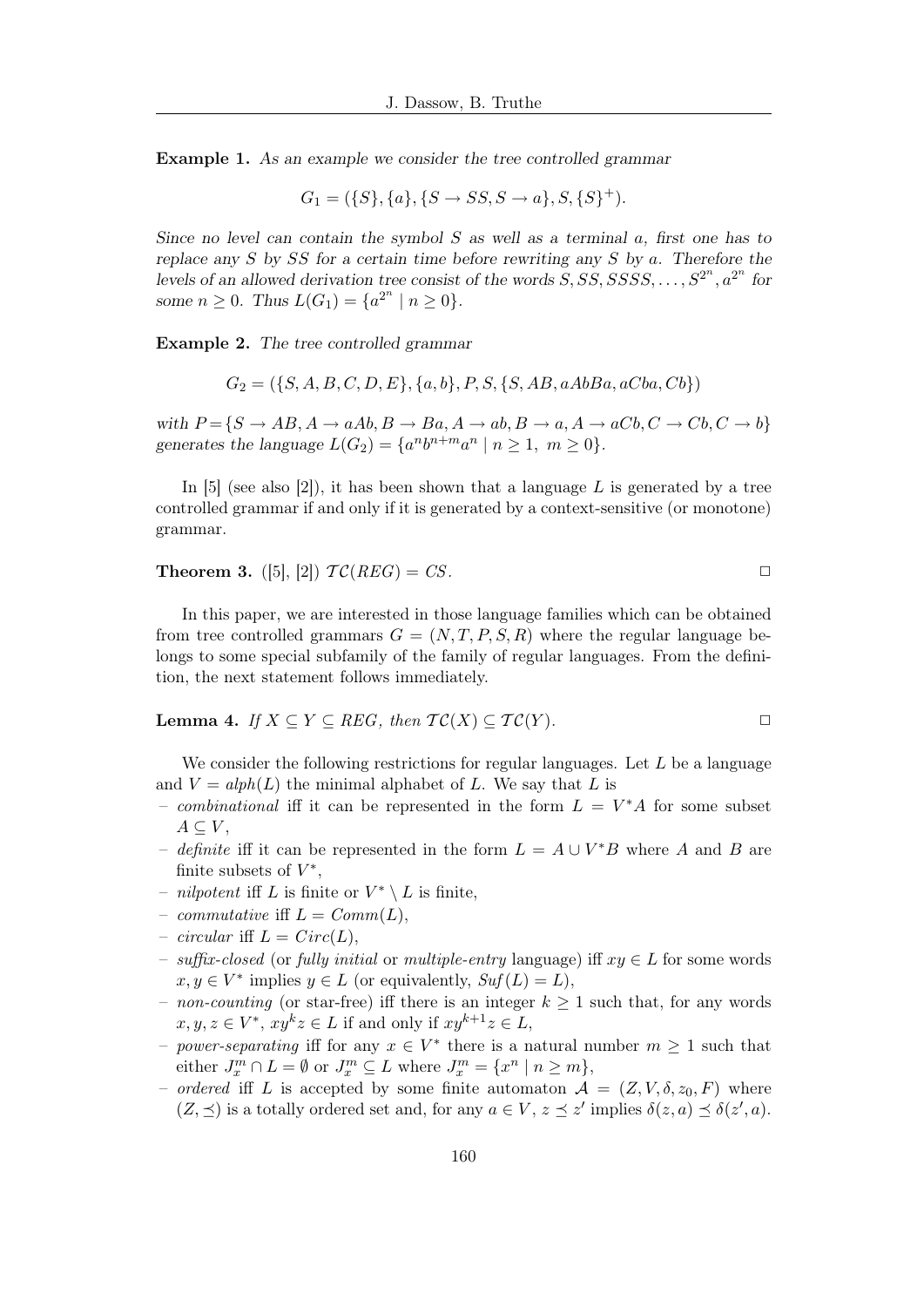**Example 1.** *As an example we consider the tree controlled grammar*

$$G_1 = (\{S\}, \{a\}, \{S \to SS, S \to a\}, S, \{S\}^+).$$

*Since no level can contain the symbol $S$ as well as a terminal $a$, first one has to replace any $S$ by $SS$ for a certain time before rewriting any $S$ by $a$. Therefore the levels of an allowed derivation tree consist of the words $S, SS, SSSS, \dots, S^{2^n}, a^{2^n}$ for some $n \geq 0$. Thus $L(G_1) = \{a^{2^n} \mid n \geq 0\}$.*

**Example 2.** *The tree controlled grammar*

$$G_2 = (\{S, A, B, C, D, E\}, \{a, b\}, P, S, \{S, AB, aAbBa, aCba, Cb\})$$

*with $P = \{S \to AB, A \to aAb, B \to Ba, A \to ab, B \to a, A \to aCb, C \to Cb, C \to b\}$ generates the language $L(G_2) = \{a^n b^{n+m} a^n \mid n \geq 1,\ m \geq 0\}$.*

In [5] (see also [2]), it has been shown that a language $L$ is generated by a tree controlled grammar if and only if it is generated by a context-sensitive (or monotone) grammar.

**Theorem 3.** ([5], [2]) $\mathcal{TC}(REG) = CS$. $\square$

In this paper, we are interested in those language families which can be obtained from tree controlled grammars $G = (N, T, P, S, R)$ where the regular language belongs to some special subfamily of the family of regular languages. From the definition, the next statement follows immediately.

**Lemma 4.** *If $X \subseteq Y \subseteq REG$, then $\mathcal{TC}(X) \subseteq \mathcal{TC}(Y)$.* $\square$

We consider the following restrictions for regular languages. Let $L$ be a language and $V = alph(L)$ the minimal alphabet of $L$. We say that $L$ is

- *combinational* iff it can be represented in the form $L = V^*A$ for some subset $A \subseteq V$,
- *definite* iff it can be represented in the form $L = A \cup V^*B$ where $A$ and $B$ are finite subsets of $V^*$,
- *nilpotent* iff $L$ is finite or $V^* \setminus L$ is finite,
- *commutative* iff $L = Comm(L)$,
- *circular* iff $L = Circ(L)$,
- *suffix-closed* (or *fully initial* or *multiple-entry* language) iff $xy \in L$ for some words $x, y \in V^*$ implies $y \in L$ (or equivalently, $Suf(L) = L$),
- *non-counting* (or star-free) iff there is an integer $k \geq 1$ such that, for any words $x, y, z \in V^*$, $xy^kz \in L$ if and only if $xy^{k+1}z \in L$,
- *power-separating* iff for any $x \in V^*$ there is a natural number $m \geq 1$ such that either $J_x^m \cap L = \emptyset$ or $J_x^m \subseteq L$ where $J_x^m = \{x^n \mid n \geq m\}$,
- *ordered* iff $L$ is accepted by some finite automaton $\mathcal{A} = (Z, V, \delta, z_0, F)$ where $(Z, \preceq)$ is a totally ordered set and, for any $a \in V$, $z \preceq z'$ implies $\delta(z, a) \preceq \delta(z', a)$.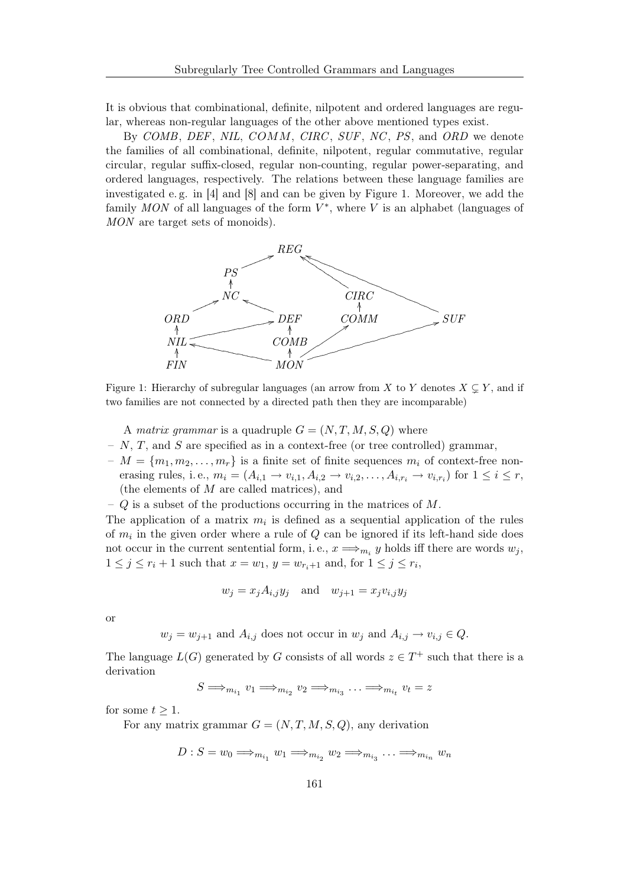It is obvious that combinational, definite, nilpotent and ordered languages are regular, whereas non-regular languages of the other above mentioned types exist.

By *COMB*, *DEF*, *NIL*, *COMM*, *CIRC*, *SUF*, *NC*, *PS*, and *ORD* we denote the families of all combinational, definite, nilpotent, regular commutative, regular circular, regular suffix-closed, regular non-counting, regular power-separating, and ordered languages, respectively. The relations between these language families are investigated e. g. in [4] and [8] and can be given by Figure 1. Moreover, we add the family *MON* of all languages of the form $V^*$, where $V$ is an alphabet (languages of *MON* are target sets of monoids).

Figure 1: Hierarchy of subregular languages (an arrow from $X$ to $Y$ denotes $X \subsetneq Y$, and if two families are not connected by a directed path then they are incomparable)

A *matrix grammar* is a quadruple $G = (N, T, M, S, Q)$ where

- $N$, $T$, and $S$ are specified as in a context-free (or tree controlled) grammar,
- $M = \{m_1, m_2, \ldots, m_r\}$ is a finite set of finite sequences $m_i$ of context-free non-erasing rules, i. e., $m_i = (A_{i,1} \to v_{i,1}, A_{i,2} \to v_{i,2}, \ldots, A_{i,r_i} \to v_{i,r_i})$ for $1 \le i \le r$, (the elements of $M$ are called matrices), and
- $Q$ is a subset of the productions occurring in the matrices of $M$.

The application of a matrix $m_i$ is defined as a sequential application of the rules of $m_i$ in the given order where a rule of $Q$ can be ignored if its left-hand side does not occur in the current sentential form, i. e., $x \Longrightarrow_{m_i} y$ holds iff there are words $w_j$, $1 \le j \le r_i + 1$ such that $x = w_1$, $y = w_{r_i+1}$ and, for $1 \le j \le r_i$,

$$w_j = x_j A_{i,j} y_j \quad \text{and} \quad w_{j+1} = x_j v_{i,j} y_j$$

or

$$w_j = w_{j+1} \text{ and } A_{i,j} \text{ does not occur in } w_j \text{ and } A_{i,j} \to v_{i,j} \in Q.$$

The language $L(G)$ generated by $G$ consists of all words $z \in T^+$ such that there is a derivation

$$S \Longrightarrow_{m_{i_1}} v_1 \Longrightarrow_{m_{i_2}} v_2 \Longrightarrow_{m_{i_3}} \ldots \Longrightarrow_{m_{i_t}} v_t = z$$

for some $t \ge 1$.

For any matrix grammar $G = (N, T, M, S, Q)$, any derivation

$$D : S = w_0 \Longrightarrow_{m_{i_1}} w_1 \Longrightarrow_{m_{i_2}} w_2 \Longrightarrow_{m_{i_3}} \ldots \Longrightarrow_{m_{i_n}} w_n$$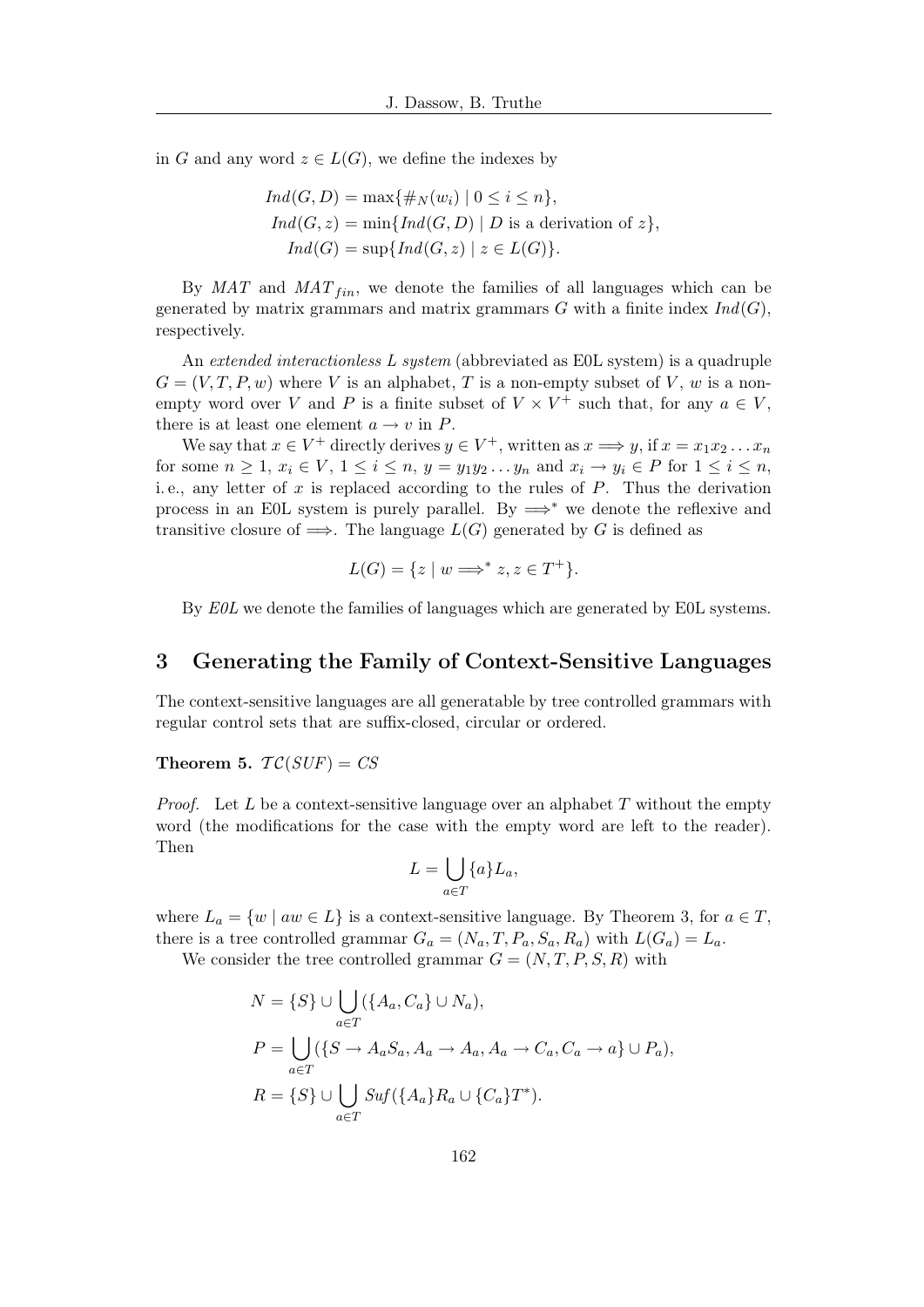in $G$ and any word $z \in L(G)$, we define the indexes by

$$
\begin{aligned}
Ind(G, D) &= \max\{\#_N(w_i) \mid 0 \le i \le n\},\\
Ind(G, z) &= \min\{Ind(G, D) \mid D \text{ is a derivation of } z\},\\
Ind(G) &= \sup\{Ind(G, z) \mid z \in L(G)\}.
\end{aligned}
$$

By $MAT$ and $MAT_{fin}$, we denote the families of all languages which can be generated by matrix grammars and matrix grammars $G$ with a finite index $Ind(G)$, respectively.

An *extended interactionless L system* (abbreviated as E0L system) is a quadruple $G = (V, T, P, w)$ where $V$ is an alphabet, $T$ is a non-empty subset of $V$, $w$ is a non-empty word over $V$ and $P$ is a finite subset of $V \times V^+$ such that, for any $a \in V$, there is at least one element $a \to v$ in $P$.

We say that $x \in V^+$ directly derives $y \in V^+$, written as $x \Longrightarrow y$, if $x = x_1 x_2 \dots x_n$ for some $n \ge 1$, $x_i \in V$, $1 \le i \le n$, $y = y_1 y_2 \dots y_n$ and $x_i \to y_i \in P$ for $1 \le i \le n$, i.e., any letter of $x$ is replaced according to the rules of $P$. Thus the derivation process in an E0L system is purely parallel. By $\Longrightarrow^*$ we denote the reflexive and transitive closure of $\Longrightarrow$. The language $L(G)$ generated by $G$ is defined as

$$
L(G) = \{z \mid w \Longrightarrow^* z, z \in T^+\}.
$$

By *E0L* we denote the families of languages which are generated by E0L systems.

## 3 Generating the Family of Context-Sensitive Languages

The context-sensitive languages are all generatable by tree controlled grammars with regular control sets that are suffix-closed, circular or ordered.

**Theorem 5.** $\mathcal{TC}(SUF) = CS$

*Proof.* Let $L$ be a context-sensitive language over an alphabet $T$ without the empty word (the modifications for the case with the empty word are left to the reader). Then

$$
L = \bigcup_{a \in T} \{a\} L_a,
$$

where $L_a = \{w \mid aw \in L\}$ is a context-sensitive language. By Theorem 3, for $a \in T$, there is a tree controlled grammar $G_a = (N_a, T, P_a, S_a, R_a)$ with $L(G_a) = L_a$.

We consider the tree controlled grammar $G = (N, T, P, S, R)$ with

$$
\begin{aligned}
N &= \{S\} \cup \bigcup_{a \in T} (\{A_a, C_a\} \cup N_a),\\
P &= \bigcup_{a \in T} (\{S \to A_a S_a, A_a \to A_a, A_a \to C_a, C_a \to a\} \cup P_a),\\
R &= \{S\} \cup \bigcup_{a \in T} Suf(\{A_a\} R_a \cup \{C_a\} T^*).
\end{aligned}
$$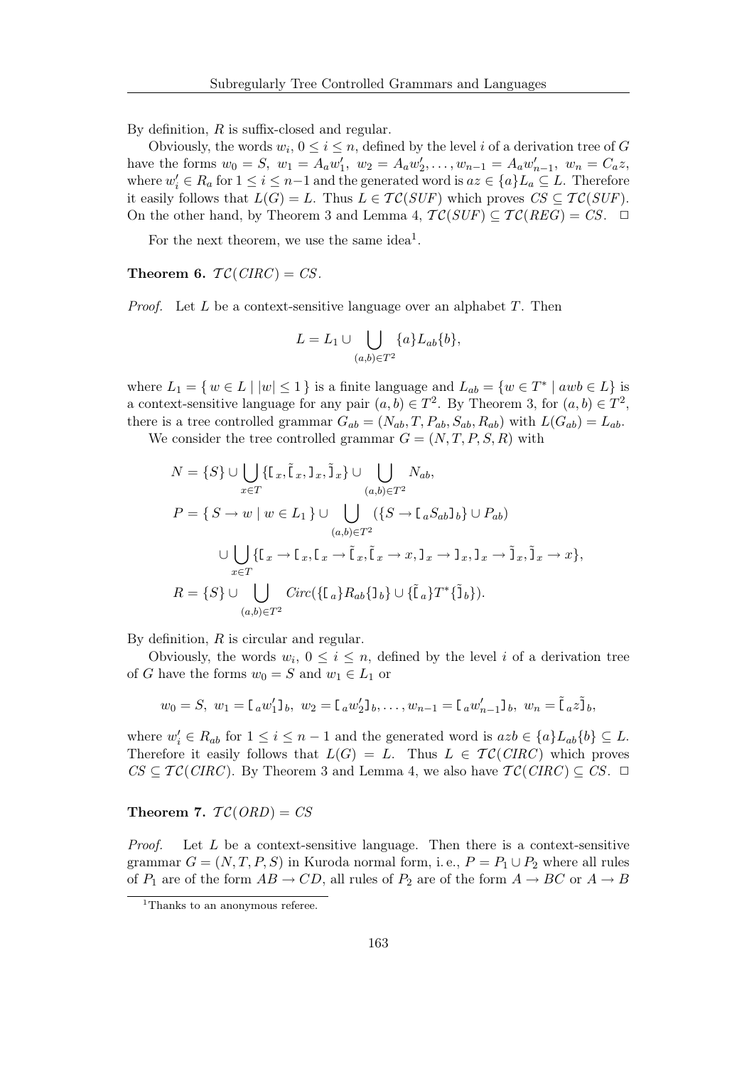By definition, $R$ is suffix-closed and regular.

Obviously, the words $w_i$, $0 \leq i \leq n$, defined by the level $i$ of a derivation tree of $G$ have the forms $w_0 = S,\ w_1 = A_a w_1',\ w_2 = A_a w_2', \ldots, w_{n-1} = A_a w_{n-1}',\ w_n = C_a z$, where $w_i' \in R_a$ for $1 \leq i \leq n-1$ and the generated word is $az \in \{a\}L_a \subseteq L$. Therefore it easily follows that $L(G) = L$. Thus $L \in \mathcal{TC}(SUF)$ which proves $CS \subseteq \mathcal{TC}(SUF)$. On the other hand, by Theorem 3 and Lemma 4, $\mathcal{TC}(SUF) \subseteq \mathcal{TC}(REG) = CS$. $\square$

For the next theorem, we use the same idea[1].

**Theorem 6.** $\mathcal{TC}(CIRC) = CS$.

*Proof.* Let $L$ be a context-sensitive language over an alphabet $T$. Then

$$L = L_1 \cup \bigcup_{(a,b)\in T^2} \{a\}L_{ab}\{b\},$$

where $L_1 = \{\, w \in L \mid |w| \leq 1 \,\}$ is a finite language and $L_{ab} = \{w \in T^* \mid awb \in L\}$ is a context-sensitive language for any pair $(a,b) \in T^2$. By Theorem 3, for $(a,b) \in T^2$, there is a tree controlled grammar $G_{ab} = (N_{ab}, T, P_{ab}, S_{ab}, R_{ab})$ with $L(G_{ab}) = L_{ab}$.

We consider the tree controlled grammar $G = (N, T, P, S, R)$ with

$$\begin{aligned}
N &= \{S\} \cup \bigcup_{x\in T} \{[_x, \tilde{[}_x, ]_x, \tilde{]}_x\} \cup \bigcup_{(a,b)\in T^2} N_{ab},\\
P &= \{\, S \to w \mid w \in L_1 \,\} \cup \bigcup_{(a,b)\in T^2} (\{S \to [_a S_{ab} ]_b\} \cup P_{ab})\\
&\quad \cup \bigcup_{x\in T} \{[_x \to [_x, [_x \to \tilde{[}_x, \tilde{[}_x \to x, ]_x \to ]_x, ]_x \to \tilde{]}_x, \tilde{]}_x \to x\},\\
R &= \{S\} \cup \bigcup_{(a,b)\in T^2} Circ(\{[_a\}R_{ab}\{]_b\} \cup \{\tilde{[}_a\}T^*\{\tilde{]}_b\}).
\end{aligned}$$

By definition, $R$ is circular and regular.

Obviously, the words $w_i$, $0 \leq i \leq n$, defined by the level $i$ of a derivation tree of $G$ have the forms $w_0 = S$ and $w_1 \in L_1$ or

$$w_0 = S,\ w_1 = [_a w_1' ]_b,\ w_2 = [_a w_2' ]_b, \ldots, w_{n-1} = [_a w_{n-1}' ]_b,\ w_n = \tilde{[}_a z \tilde{]}_b,$$

where $w_i' \in R_{ab}$ for $1 \leq i \leq n-1$ and the generated word is $azb \in \{a\}L_{ab}\{b\} \subseteq L$. Therefore it easily follows that $L(G) = L$. Thus $L \in \mathcal{TC}(CIRC)$ which proves $CS \subseteq \mathcal{TC}(CIRC)$. By Theorem 3 and Lemma 4, we also have $\mathcal{TC}(CIRC) \subseteq CS$. $\square$

**Theorem 7.** $\mathcal{TC}(ORD) = CS$

*Proof.* Let $L$ be a context-sensitive language. Then there is a context-sensitive grammar $G = (N, T, P, S)$ in Kuroda normal form, i. e., $P = P_1 \cup P_2$ where all rules of $P_1$ are of the form $AB \to CD$, all rules of $P_2$ are of the form $A \to BC$ or $A \to B$

[1] Thanks to an anonymous referee.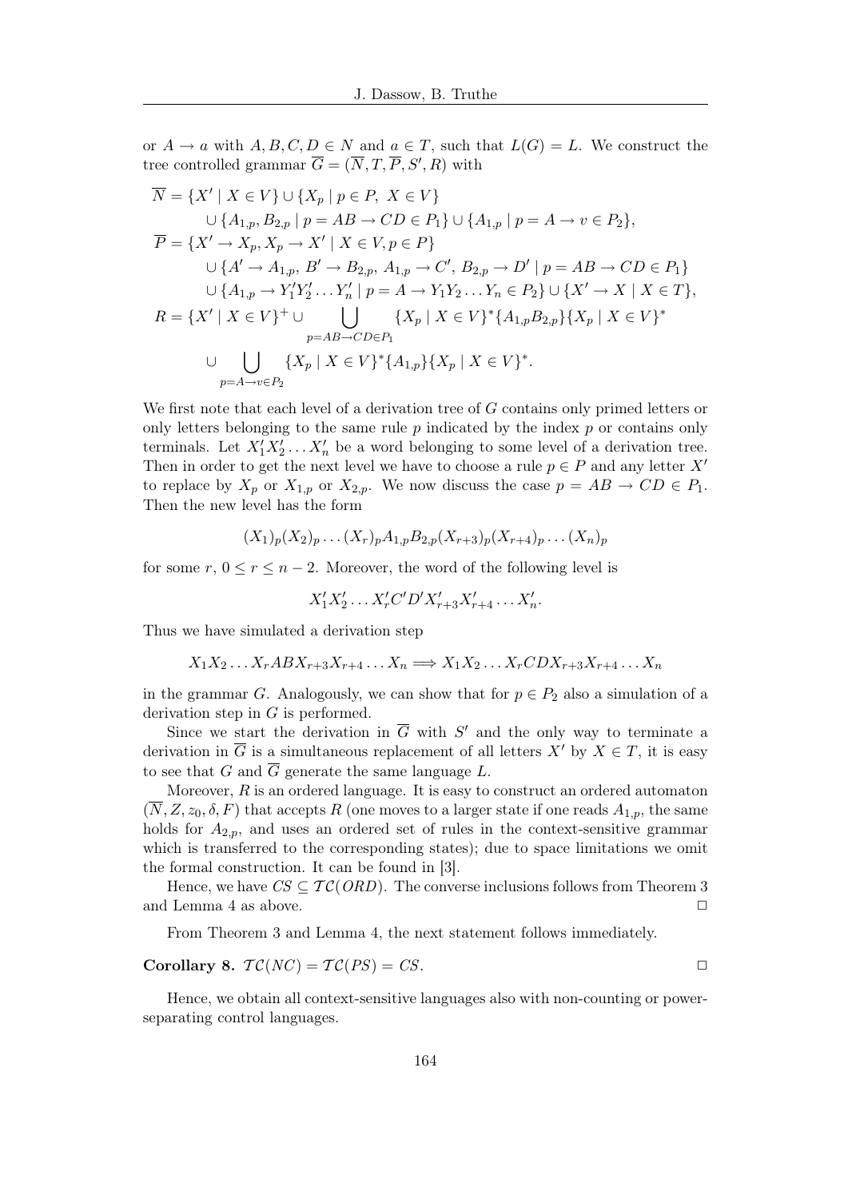or $A \to a$ with $A, B, C, D \in N$ and $a \in T$, such that $L(G) = L$. We construct the tree controlled grammar $\overline{G} = (\overline{N}, T, \overline{P}, S', R)$ with

$$
\begin{aligned}
\overline{N} &= \{X' \mid X \in V\} \cup \{X_p \mid p \in P,\ X \in V\} \\
&\quad \cup \{A_{1,p}, B_{2,p} \mid p = AB \to CD \in P_1\} \cup \{A_{1,p} \mid p = A \to v \in P_2\}, \\
\overline{P} &= \{X' \to X_p, X_p \to X' \mid X \in V, p \in P\} \\
&\quad \cup \{A' \to A_{1,p},\ B' \to B_{2,p},\ A_{1,p} \to C',\ B_{2,p} \to D' \mid p = AB \to CD \in P_1\} \\
&\quad \cup \{A_{1,p} \to Y_1' Y_2' \dots Y_n' \mid p = A \to Y_1 Y_2 \dots Y_n \in P_2\} \cup \{X' \to X \mid X \in T\}, \\
R &= \{X' \mid X \in V\}^+ \cup \bigcup_{p = AB \to CD \in P_1} \{X_p \mid X \in V\}^* \{A_{1,p} B_{2,p}\} \{X_p \mid X \in V\}^* \\
&\quad \cup \bigcup_{p = A \to v \in P_2} \{X_p \mid X \in V\}^* \{A_{1,p}\} \{X_p \mid X \in V\}^*.
\end{aligned}
$$

We first note that each level of a derivation tree of $G$ contains only primed letters or only letters belonging to the same rule $p$ indicated by the index $p$ or contains only terminals. Let $X_1' X_2' \dots X_n'$ be a word belonging to some level of a derivation tree. Then in order to get the next level we have to choose a rule $p \in P$ and any letter $X'$ to replace by $X_p$ or $X_{1,p}$ or $X_{2,p}$. We now discuss the case $p = AB \to CD \in P_1$. Then the new level has the form

$$(X_1)_p (X_2)_p \dots (X_r)_p A_{1,p} B_{2,p} (X_{r+3})_p (X_{r+4})_p \dots (X_n)_p$$

for some $r$, $0 \le r \le n-2$. Moreover, the word of the following level is

$$X_1' X_2' \dots X_r' C' D' X_{r+3}' X_{r+4}' \dots X_n'.$$

Thus we have simulated a derivation step

$$X_1 X_2 \dots X_r A B X_{r+3} X_{r+4} \dots X_n \Longrightarrow X_1 X_2 \dots X_r C D X_{r+3} X_{r+4} \dots X_n$$

in the grammar $G$. Analogously, we can show that for $p \in P_2$ also a simulation of a derivation step in $G$ is performed.

Since we start the derivation in $\overline{G}$ with $S'$ and the only way to terminate a derivation in $\overline{G}$ is a simultaneous replacement of all letters $X'$ by $X \in T$, it is easy to see that $G$ and $\overline{G}$ generate the same language $L$.

Moreover, $R$ is an ordered language. It is easy to construct an ordered automaton $(\overline{N}, Z, z_0, \delta, F)$ that accepts $R$ (one moves to a larger state if one reads $A_{1,p}$, the same holds for $A_{2,p}$, and uses an ordered set of rules in the context-sensitive grammar which is transferred to the corresponding states); due to space limitations we omit the formal construction. It can be found in [3].

Hence, we have $CS \subseteq \mathcal{TC}(ORD)$. The converse inclusions follows from Theorem 3 and Lemma 4 as above. □

From Theorem 3 and Lemma 4, the next statement follows immediately.

**Corollary 8.** $\mathcal{TC}(NC) = \mathcal{TC}(PS) = CS$. □

Hence, we obtain all context-sensitive languages also with non-counting or power-separating control languages.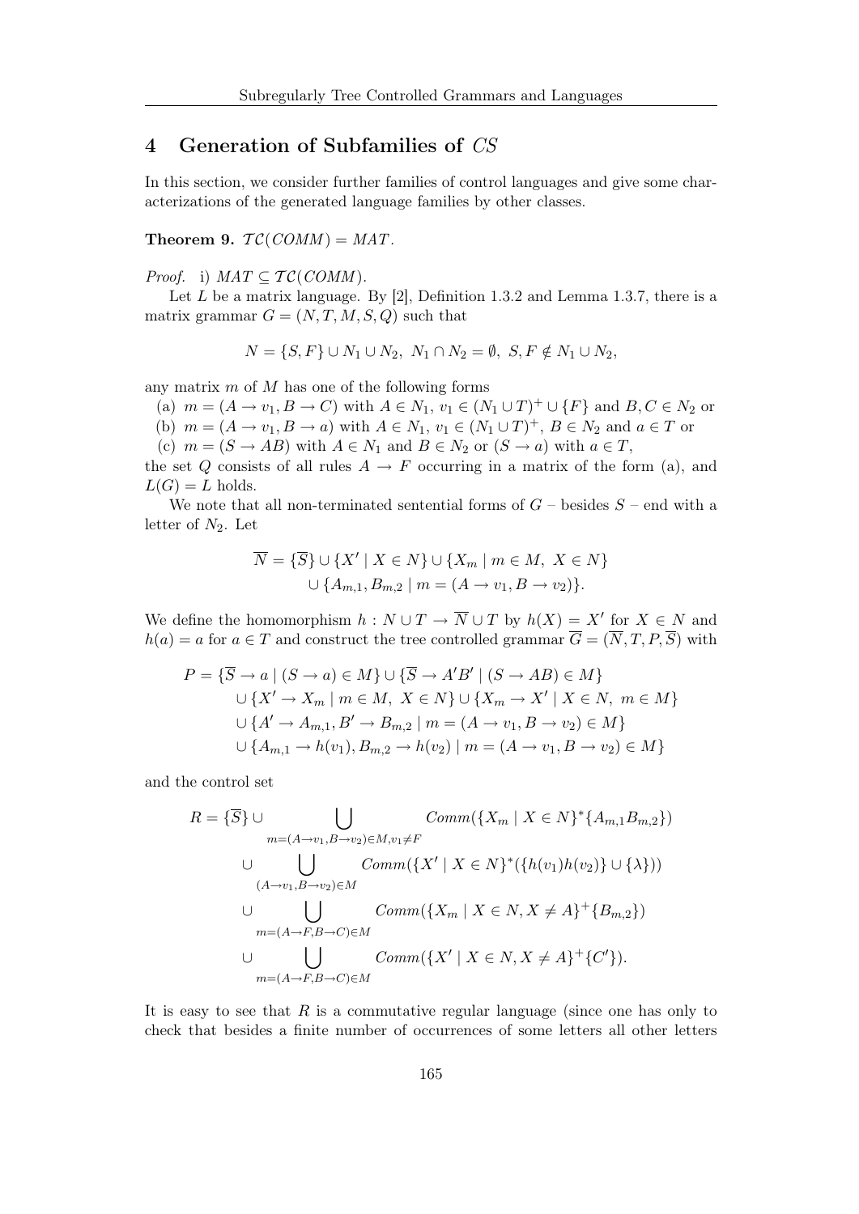## 4 Generation of Subfamilies of $CS$

In this section, we consider further families of control languages and give some characterizations of the generated language families by other classes.

**Theorem 9.** $\mathcal{TC}(COMM) = MAT$.

*Proof.* i) $MAT \subseteq \mathcal{TC}(COMM)$.

Let $L$ be a matrix language. By [2], Definition 1.3.2 and Lemma 1.3.7, there is a matrix grammar $G = (N, T, M, S, Q)$ such that

$$N = \{S, F\} \cup N_1 \cup N_2,\ N_1 \cap N_2 = \emptyset,\ S, F \notin N_1 \cup N_2,$$

any matrix $m$ of $M$ has one of the following forms

(a) $m = (A \to v_1, B \to C)$ with $A \in N_1$, $v_1 \in (N_1 \cup T)^+ \cup \{F\}$ and $B, C \in N_2$ or

(b) $m = (A \to v_1, B \to a)$ with $A \in N_1$, $v_1 \in (N_1 \cup T)^+$, $B \in N_2$ and $a \in T$ or

(c) $m = (S \to AB)$ with $A \in N_1$ and $B \in N_2$ or $(S \to a)$ with $a \in T$,

the set $Q$ consists of all rules $A \to F$ occurring in a matrix of the form (a), and $L(G) = L$ holds.

We note that all non-terminated sentential forms of $G$ – besides $S$ – end with a letter of $N_2$. Let

$$\begin{aligned}\overline{N} = &\{\overline{S}\} \cup \{X' \mid X \in N\} \cup \{X_m \mid m \in M,\ X \in N\} \\ &\cup \{A_{m,1}, B_{m,2} \mid m = (A \to v_1, B \to v_2)\}.\end{aligned}$$

We define the homomorphism $h : N \cup T \to \overline{N} \cup T$ by $h(X) = X'$ for $X \in N$ and $h(a) = a$ for $a \in T$ and construct the tree controlled grammar $\overline{G} = (\overline{N}, T, P, \overline{S})$ with

$$\begin{aligned}P = &\{\overline{S} \to a \mid (S \to a) \in M\} \cup \{\overline{S} \to A'B' \mid (S \to AB) \in M\} \\ &\cup \{X' \to X_m \mid m \in M,\ X \in N\} \cup \{X_m \to X' \mid X \in N,\ m \in M\} \\ &\cup \{A' \to A_{m,1}, B' \to B_{m,2} \mid m = (A \to v_1, B \to v_2) \in M\} \\ &\cup \{A_{m,1} \to h(v_1), B_{m,2} \to h(v_2) \mid m = (A \to v_1, B \to v_2) \in M\}\end{aligned}$$

and the control set

$$\begin{aligned}R = \{\overline{S}\} \cup &\bigcup_{m=(A \to v_1, B \to v_2) \in M, v_1 \neq F} Comm(\{X_m \mid X \in N\}^*\{A_{m,1}B_{m,2}\}) \\ \cup &\bigcup_{(A \to v_1, B \to v_2) \in M} Comm(\{X' \mid X \in N\}^*(\{h(v_1)h(v_2)\} \cup \{\lambda\})) \\ \cup &\bigcup_{m=(A \to F, B \to C) \in M} Comm(\{X_m \mid X \in N, X \neq A\}^+\{B_{m,2}\}) \\ \cup &\bigcup_{m=(A \to F, B \to C) \in M} Comm(\{X' \mid X \in N, X \neq A\}^+\{C'\}).\end{aligned}$$

It is easy to see that $R$ is a commutative regular language (since one has only to check that besides a finite number of occurrences of some letters all other letters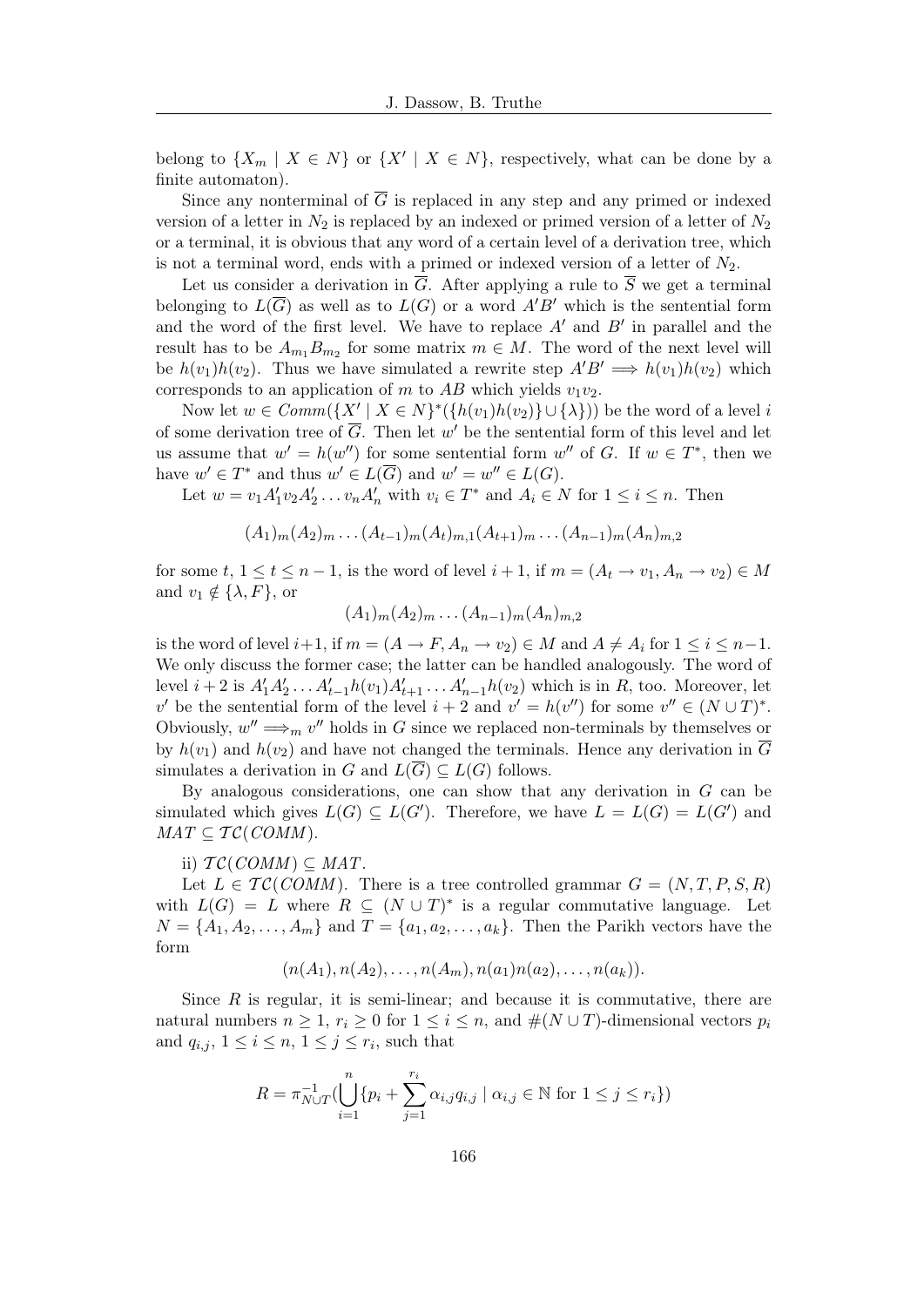belong to $\{X_m \mid X \in N\}$ or $\{X' \mid X \in N\}$, respectively, what can be done by a finite automaton).

Since any nonterminal of $\overline{G}$ is replaced in any step and any primed or indexed version of a letter in $N_2$ is replaced by an indexed or primed version of a letter of $N_2$ or a terminal, it is obvious that any word of a certain level of a derivation tree, which is not a terminal word, ends with a primed or indexed version of a letter of $N_2$.

Let us consider a derivation in $\overline{G}$. After applying a rule to $\overline{S}$ we get a terminal belonging to $L(\overline{G})$ as well as to $L(G)$ or a word $A'B'$ which is the sentential form and the word of the first level. We have to replace $A'$ and $B'$ in parallel and the result has to be $A_{m_1}B_{m_2}$ for some matrix $m \in M$. The word of the next level will be $h(v_1)h(v_2)$. Thus we have simulated a rewrite step $A'B' \Longrightarrow h(v_1)h(v_2)$ which corresponds to an application of $m$ to $AB$ which yields $v_1v_2$.

Now let $w \in Comm(\{X' \mid X \in N\}^*(\{h(v_1)h(v_2)\} \cup \{\lambda\}))$ be the word of a level $i$ of some derivation tree of $\overline{G}$. Then let $w'$ be the sentential form of this level and let us assume that $w' = h(w'')$ for some sentential form $w''$ of $G$. If $w \in T^*$, then we have $w' \in T^*$ and thus $w' \in L(\overline{G})$ and $w' = w'' \in L(G)$.

Let $w = v_1A'_1v_2A'_2 \dots v_nA'_n$ with $v_i \in T^*$ and $A_i \in N$ for $1 \le i \le n$. Then

$$(A_1)_m(A_2)_m \dots (A_{t-1})_m(A_t)_{m,1}(A_{t+1})_m \dots (A_{n-1})_m(A_n)_{m,2}$$

for some $t$, $1 \le t \le n-1$, is the word of level $i+1$, if $m = (A_t \to v_1, A_n \to v_2) \in M$ and $v_1 \notin \{\lambda, F\}$, or

$$(A_1)_m(A_2)_m \dots (A_{n-1})_m(A_n)_{m,2}$$

is the word of level $i+1$, if $m = (A \to F, A_n \to v_2) \in M$ and $A \neq A_i$ for $1 \le i \le n-1$. We only discuss the former case; the latter can be handled analogously. The word of level $i+2$ is $A'_1A'_2 \dots A'_{t-1}h(v_1)A'_{t+1} \dots A'_{n-1}h(v_2)$ which is in $R$, too. Moreover, let $v'$ be the sentential form of the level $i+2$ and $v' = h(v'')$ for some $v'' \in (N \cup T)^*$. Obviously, $w'' \Longrightarrow_m v''$ holds in $G$ since we replaced non-terminals by themselves or by $h(v_1)$ and $h(v_2)$ and have not changed the terminals. Hence any derivation in $\overline{G}$ simulates a derivation in $G$ and $L(\overline{G}) \subseteq L(G)$ follows.

By analogous considerations, one can show that any derivation in $G$ can be simulated which gives $L(G) \subseteq L(G')$. Therefore, we have $L = L(G) = L(G')$ and $MAT \subseteq \mathcal{TC}(COMM)$.

ii) $\mathcal{TC}(COMM) \subseteq MAT$.

Let $L \in \mathcal{TC}(COMM)$. There is a tree controlled grammar $G = (N, T, P, S, R)$ with $L(G) = L$ where $R \subseteq (N \cup T)^*$ is a regular commutative language. Let $N = \{A_1, A_2, \dots, A_m\}$ and $T = \{a_1, a_2, \dots, a_k\}$. Then the Parikh vectors have the form

$$(n(A_1), n(A_2), \dots, n(A_m), n(a_1)n(a_2), \dots, n(a_k)).$$

Since $R$ is regular, it is semi-linear; and because it is commutative, there are natural numbers $n \ge 1$, $r_i \ge 0$ for $1 \le i \le n$, and $\#(N \cup T)$-dimensional vectors $p_i$ and $q_{i,j}$, $1 \le i \le n$, $1 \le j \le r_i$, such that

$$R = \pi^{-1}_{N \cup T}(\bigcup_{i=1}^{n} \{p_i + \sum_{j=1}^{r_i} \alpha_{i,j}q_{i,j} \mid \alpha_{i,j} \in \mathbb{N} \text{ for } 1 \le j \le r_i\})$$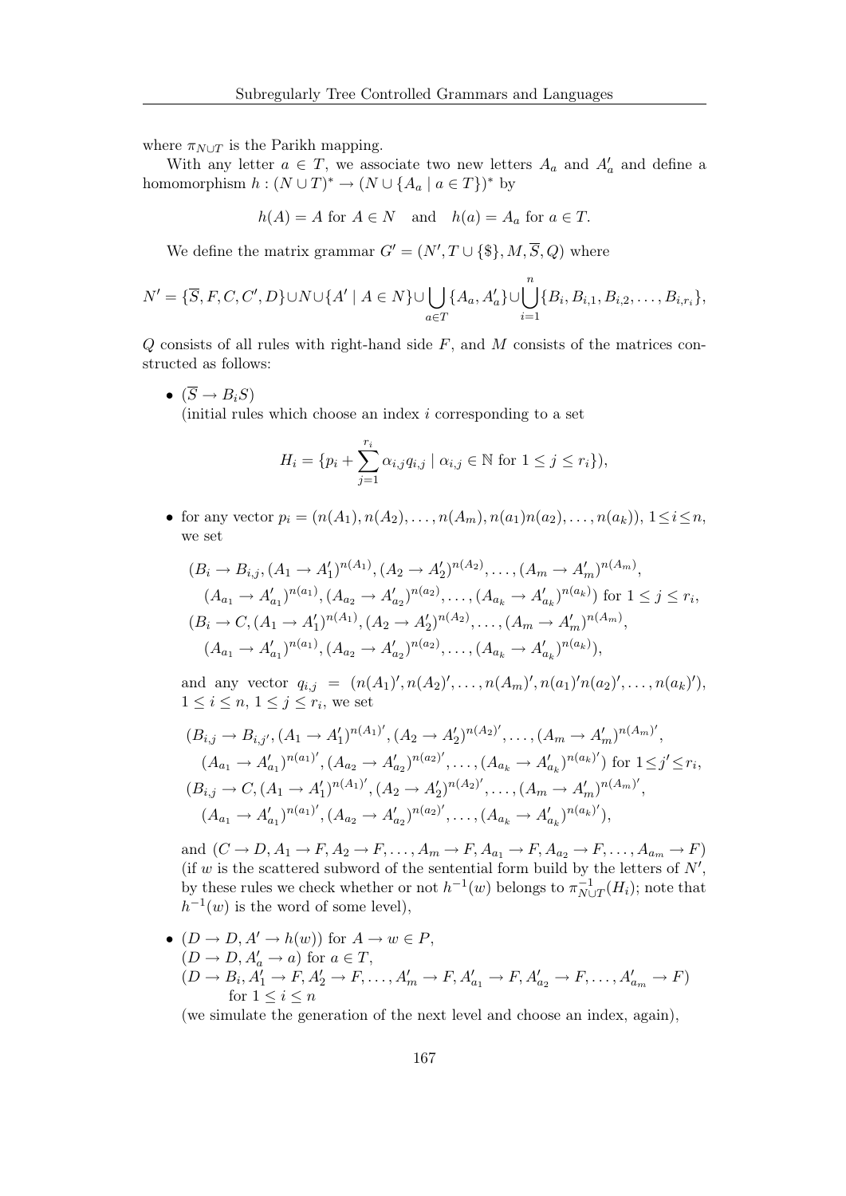where $\pi_{N\cup T}$ is the Parikh mapping.

With any letter $a \in T$, we associate two new letters $A_a$ and $A'_a$ and define a homomorphism $h : (N \cup T)^* \to (N \cup \{A_a \mid a \in T\})^*$ by

$$h(A) = A \text{ for } A \in N \quad \text{and} \quad h(a) = A_a \text{ for } a \in T.$$

We define the matrix grammar $G' = (N', T \cup \{\$\}, M, \overline{S}, Q)$ where

$$N' = \{\overline{S}, F, C, C', D\} \cup N \cup \{A' \mid A \in N\} \cup \bigcup_{a \in T} \{A_a, A'_a\} \cup \bigcup_{i=1}^{n} \{B_i, B_{i,1}, B_{i,2}, \ldots, B_{i,r_i}\},$$

$Q$ consists of all rules with right-hand side $F$, and $M$ consists of the matrices constructed as follows:

- $(\overline{S} \to B_i S)$
  (initial rules which choose an index $i$ corresponding to a set

  $$H_i = \{p_i + \sum_{j=1}^{r_i} \alpha_{i,j} q_{i,j} \mid \alpha_{i,j} \in \mathbb{N} \text{ for } 1 \le j \le r_i\}),$$

- for any vector $p_i = (n(A_1), n(A_2), \ldots, n(A_m), n(a_1) n(a_2), \ldots, n(a_k))$, $1 \le i \le n$, we set

  $$(B_i \to B_{i,j}, (A_1 \to A'_1)^{n(A_1)}, (A_2 \to A'_2)^{n(A_2)}, \ldots, (A_m \to A'_m)^{n(A_m)},$$
  $$(A_{a_1} \to A'_{a_1})^{n(a_1)}, (A_{a_2} \to A'_{a_2})^{n(a_2)}, \ldots, (A_{a_k} \to A'_{a_k})^{n(a_k)}) \text{ for } 1 \le j \le r_i,$$
  $$(B_i \to C, (A_1 \to A'_1)^{n(A_1)}, (A_2 \to A'_2)^{n(A_2)}, \ldots, (A_m \to A'_m)^{n(A_m)},$$
  $$(A_{a_1} \to A'_{a_1})^{n(a_1)}, (A_{a_2} \to A'_{a_2})^{n(a_2)}, \ldots, (A_{a_k} \to A'_{a_k})^{n(a_k)}),$$

  and any vector $q_{i,j} = (n(A_1)', n(A_2)', \ldots, n(A_m)', n(a_1)' n(a_2)', \ldots, n(a_k)')$, $1 \le i \le n$, $1 \le j \le r_i$, we set

  $$(B_{i,j} \to B_{i,j'}, (A_1 \to A'_1)^{n(A_1)'}, (A_2 \to A'_2)^{n(A_2)'}, \ldots, (A_m \to A'_m)^{n(A_m)'},$$
  $$(A_{a_1} \to A'_{a_1})^{n(a_1)'}, (A_{a_2} \to A'_{a_2})^{n(a_2)'}, \ldots, (A_{a_k} \to A'_{a_k})^{n(a_k)'}) \text{ for } 1 \le j' \le r_i,$$
  $$(B_{i,j} \to C, (A_1 \to A'_1)^{n(A_1)'}, (A_2 \to A'_2)^{n(A_2)'}, \ldots, (A_m \to A'_m)^{n(A_m)'},$$
  $$(A_{a_1} \to A'_{a_1})^{n(a_1)'}, (A_{a_2} \to A'_{a_2})^{n(a_2)'}, \ldots, (A_{a_k} \to A'_{a_k})^{n(a_k)'}),$$

  and $(C \to D, A_1 \to F, A_2 \to F, \ldots, A_m \to F, A_{a_1} \to F, A_{a_2} \to F, \ldots, A_{a_m} \to F)$ (if $w$ is the scattered subword of the sentential form build by the letters of $N'$, by these rules we check whether or not $h^{-1}(w)$ belongs to $\pi_{N\cup T}^{-1}(H_i)$; note that $h^{-1}(w)$ is the word of some level),

- $(D \to D, A' \to h(w))$ for $A \to w \in P$,
  $(D \to D, A'_a \to a)$ for $a \in T$,
  $(D \to B_i, A'_1 \to F, A'_2 \to F, \ldots, A'_m \to F, A'_{a_1} \to F, A'_{a_2} \to F, \ldots, A'_{a_m} \to F)$ for $1 \le i \le n$
  (we simulate the generation of the next level and choose an index, again),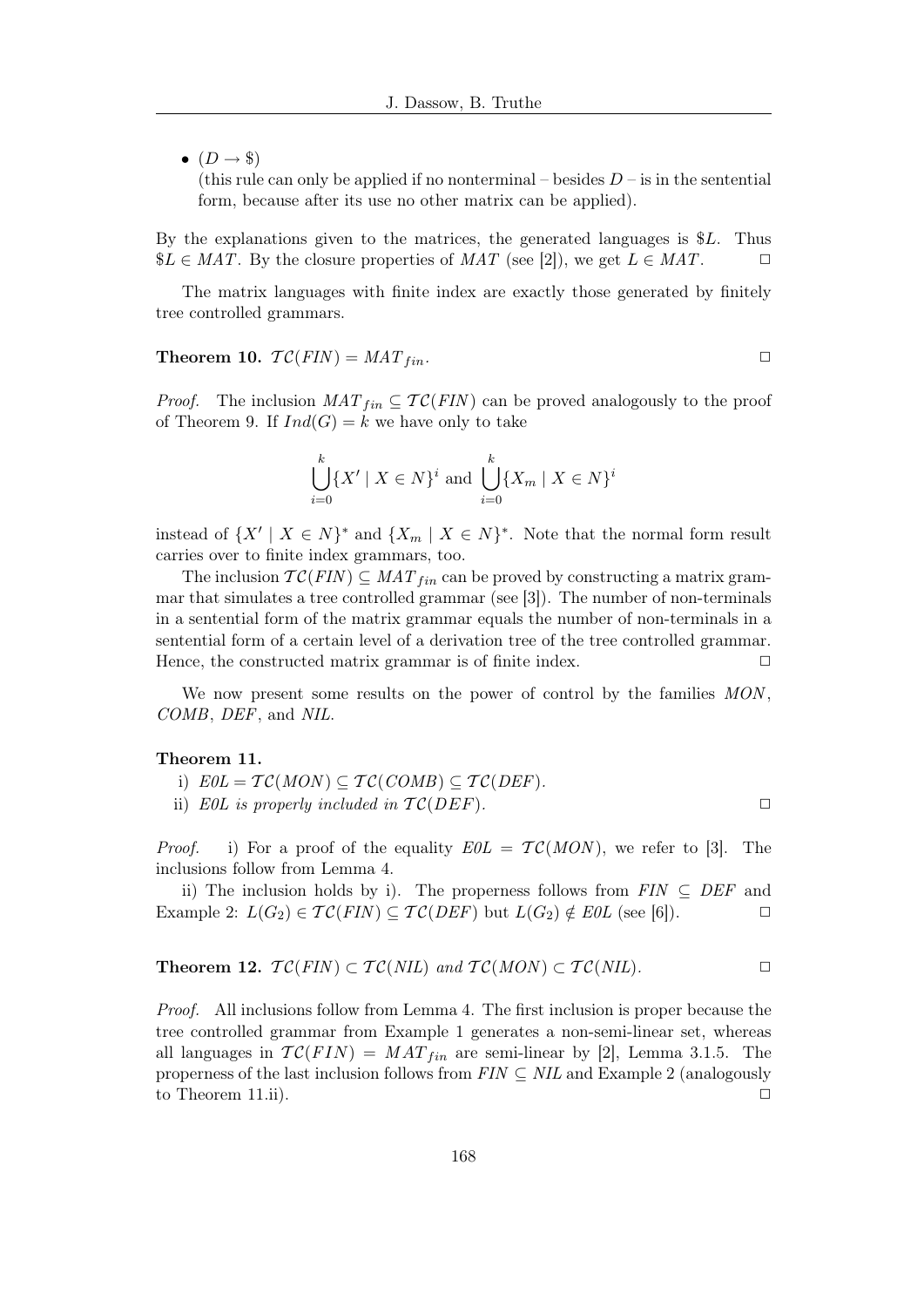- $(D \to \$)$
  (this rule can only be applied if no nonterminal – besides $D$ – is in the sentential form, because after its use no other matrix can be applied).

By the explanations given to the matrices, the generated languages is $\$L$. Thus $\$L \in MAT$. By the closure properties of $MAT$ (see [2]), we get $L \in MAT$. $\Box$

The matrix languages with finite index are exactly those generated by finitely tree controlled grammars.

**Theorem 10.** $\mathcal{TC}(FIN) = MAT_{fin}$. $\Box$

*Proof.* The inclusion $MAT_{fin} \subseteq \mathcal{TC}(FIN)$ can be proved analogously to the proof of Theorem 9. If $Ind(G) = k$ we have only to take

$$\bigcup_{i=0}^{k} \{X' \mid X \in N\}^i \text{ and } \bigcup_{i=0}^{k} \{X_m \mid X \in N\}^i$$

instead of $\{X' \mid X \in N\}^*$ and $\{X_m \mid X \in N\}^*$. Note that the normal form result carries over to finite index grammars, too.

The inclusion $\mathcal{TC}(FIN) \subseteq MAT_{fin}$ can be proved by constructing a matrix grammar that simulates a tree controlled grammar (see [3]). The number of non-terminals in a sentential form of the matrix grammar equals the number of non-terminals in a sentential form of a certain level of a derivation tree of the tree controlled grammar. Hence, the constructed matrix grammar is of finite index. $\Box$

We now present some results on the power of control by the families *MON*, *COMB*, *DEF*, and *NIL*.

**Theorem 11.**

i) $E0L = \mathcal{TC}(MON) \subseteq \mathcal{TC}(COMB) \subseteq \mathcal{TC}(DEF)$.

ii) *E0L is properly included in* $\mathcal{TC}(DEF)$. $\Box$

*Proof.* i) For a proof of the equality $E0L = \mathcal{TC}(MON)$, we refer to [3]. The inclusions follow from Lemma 4.

ii) The inclusion holds by i). The properness follows from $FIN \subseteq DEF$ and Example 2: $L(G_2) \in \mathcal{TC}(FIN) \subseteq \mathcal{TC}(DEF)$ but $L(G_2) \notin E0L$ (see [6]). $\Box$

**Theorem 12.** $\mathcal{TC}(FIN) \subset \mathcal{TC}(NIL)$ *and* $\mathcal{TC}(MON) \subset \mathcal{TC}(NIL)$. $\Box$

*Proof.* All inclusions follow from Lemma 4. The first inclusion is proper because the tree controlled grammar from Example 1 generates a non-semi-linear set, whereas all languages in $\mathcal{TC}(FIN) = MAT_{fin}$ are semi-linear by [2], Lemma 3.1.5. The properness of the last inclusion follows from $FIN \subseteq NIL$ and Example 2 (analogously to Theorem 11.ii). $\Box$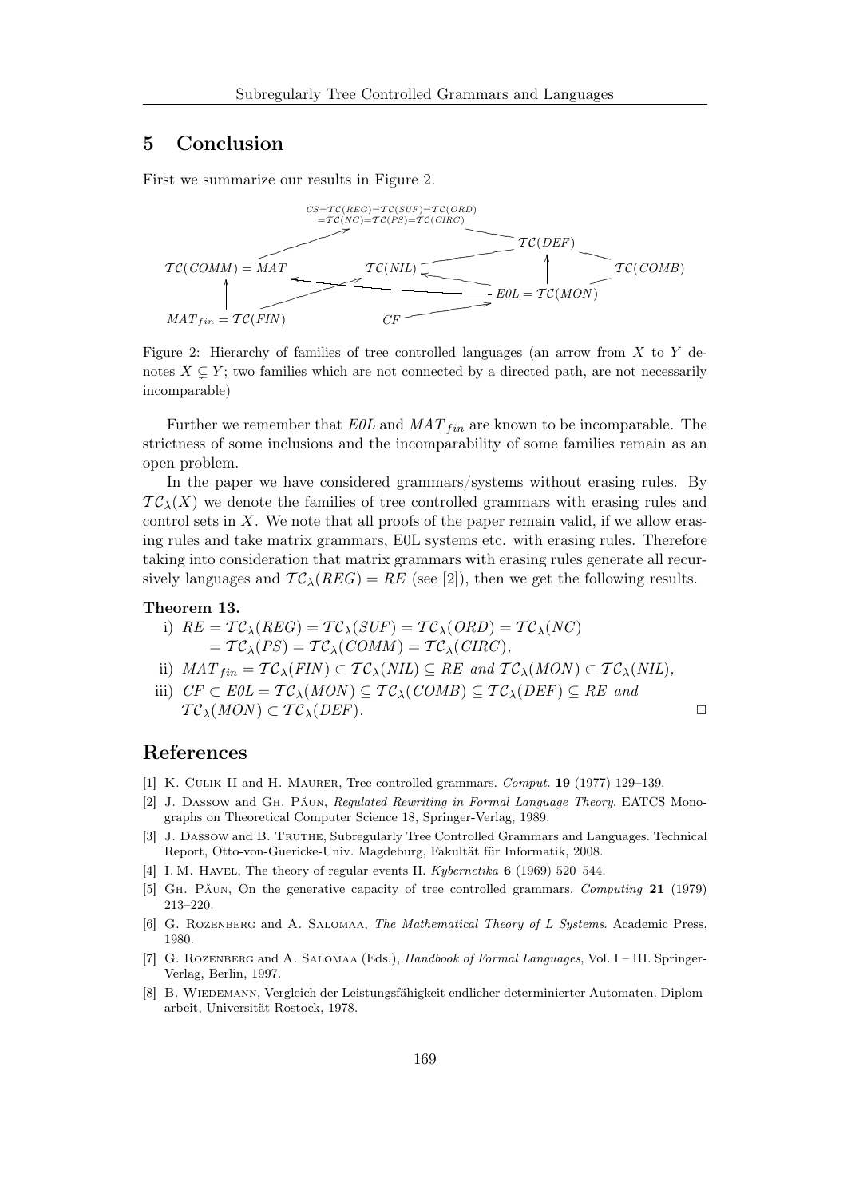## 5 Conclusion

First we summarize our results in Figure 2.

$CS=\mathcal{TC}(REG)=\mathcal{TC}(SUF)=\mathcal{TC}(ORD)$
$=\mathcal{TC}(NC)=\mathcal{TC}(PS)=\mathcal{TC}(CIRC)$

$\mathcal{TC}(DEF)$

$\mathcal{TC}(COMM) = MAT$

$\mathcal{TC}(NIL)$

$\mathcal{TC}(COMB)$

$E0L = \mathcal{TC}(MON)$

$MAT_{fin} = \mathcal{TC}(FIN)$

$CF$

Figure 2: Hierarchy of families of tree controlled languages (an arrow from $X$ to $Y$ denotes $X \subsetneq Y$; two families which are not connected by a directed path, are not necessarily incomparable)

Further we remember that $E0L$ and $MAT_{fin}$ are known to be incomparable. The strictness of some inclusions and the incomparability of some families remain as an open problem.

In the paper we have considered grammars/systems without erasing rules. By $\mathcal{TC}_\lambda(X)$ we denote the families of tree controlled grammars with erasing rules and control sets in $X$. We note that all proofs of the paper remain valid, if we allow erasing rules and take matrix grammars, E0L systems etc. with erasing rules. Therefore taking into consideration that matrix grammars with erasing rules generate all recursively languages and $\mathcal{TC}_\lambda(REG) = RE$ (see [2]), then we get the following results.

**Theorem 13.**

i) $RE = \mathcal{TC}_\lambda(REG) = \mathcal{TC}_\lambda(SUF) = \mathcal{TC}_\lambda(ORD) = \mathcal{TC}_\lambda(NC)$
$= \mathcal{TC}_\lambda(PS) = \mathcal{TC}_\lambda(COMM) = \mathcal{TC}_\lambda(CIRC)$,

ii) $MAT_{fin} = \mathcal{TC}_\lambda(FIN) \subset \mathcal{TC}_\lambda(NIL) \subseteq RE$ and $\mathcal{TC}_\lambda(MON) \subset \mathcal{TC}_\lambda(NIL)$,

iii) $CF \subset E0L = \mathcal{TC}_\lambda(MON) \subseteq \mathcal{TC}_\lambda(COMB) \subseteq \mathcal{TC}_\lambda(DEF) \subseteq RE$ and $\mathcal{TC}_\lambda(MON) \subset \mathcal{TC}_\lambda(DEF)$. □

## References

[1] K. Culik II and H. Maurer, Tree controlled grammars. *Comput.* **19** (1977) 129–139.

[2] J. Dassow and Gh. Păun, *Regulated Rewriting in Formal Language Theory*. EATCS Monographs on Theoretical Computer Science 18, Springer-Verlag, 1989.

[3] J. Dassow and B. Truthe, Subregularly Tree Controlled Grammars and Languages. Technical Report, Otto-von-Guericke-Univ. Magdeburg, Fakultät für Informatik, 2008.

[4] I. M. Havel, The theory of regular events II. *Kybernetika* **6** (1969) 520–544.

[5] Gh. Păun, On the generative capacity of tree controlled grammars. *Computing* **21** (1979) 213–220.

[6] G. Rozenberg and A. Salomaa, *The Mathematical Theory of L Systems*. Academic Press, 1980.

[7] G. Rozenberg and A. Salomaa (Eds.), *Handbook of Formal Languages*, Vol. I – III. Springer-Verlag, Berlin, 1997.

[8] B. Wiedemann, Vergleich der Leistungsfähigkeit endlicher determinierter Automaten. Diplomarbeit, Universität Rostock, 1978.